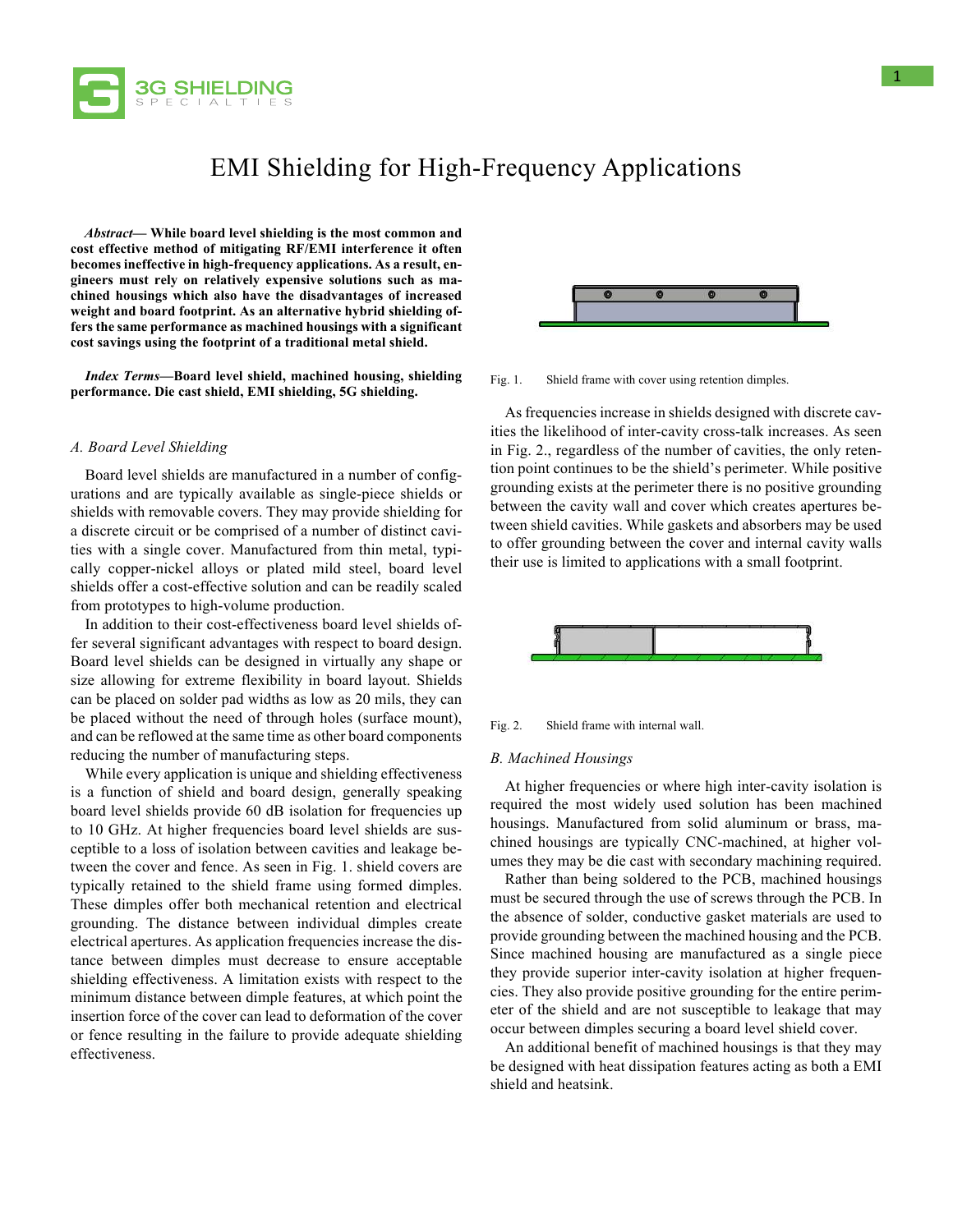# EMI Shielding for High-Frequency Applications

***Abstract*— While board level shielding is the most common and cost effective method of mitigating RF/EMI interference it often becomes ineffective in high-frequency applications. As a result, engineers must rely on relatively expensive solutions such as machined housings which also have the disadvantages of increased weight and board footprint. As an alternative hybrid shielding offers the same performance as machined housings with a significant cost savings using the footprint of a traditional metal shield.**

***Index Terms*—Board level shield, machined housing, shielding performance. Die cast shield, EMI shielding, 5G shielding.**

### *A. Board Level Shielding*

Board level shields are manufactured in a number of configurations and are typically available as single-piece shields or shields with removable covers. They may provide shielding for a discrete circuit or be comprised of a number of distinct cavities with a single cover. Manufactured from thin metal, typically copper-nickel alloys or plated mild steel, board level shields offer a cost-effective solution and can be readily scaled from prototypes to high-volume production.

In addition to their cost-effectiveness board level shields offer several significant advantages with respect to board design. Board level shields can be designed in virtually any shape or size allowing for extreme flexibility in board layout. Shields can be placed on solder pad widths as low as 20 mils, they can be placed without the need of through holes (surface mount), and can be reflowed at the same time as other board components reducing the number of manufacturing steps.

While every application is unique and shielding effectiveness is a function of shield and board design, generally speaking board level shields provide 60 dB isolation for frequencies up to 10 GHz. At higher frequencies board level shields are susceptible to a loss of isolation between cavities and leakage between the cover and fence. As seen in Fig. 1. shield covers are typically retained to the shield frame using formed dimples. These dimples offer both mechanical retention and electrical grounding. The distance between individual dimples create electrical apertures. As application frequencies increase the distance between dimples must decrease to ensure acceptable shielding effectiveness. A limitation exists with respect to the minimum distance between dimple features, at which point the insertion force of the cover can lead to deformation of the cover or fence resulting in the failure to provide adequate shielding effectiveness.

Fig. 1. Shield frame with cover using retention dimples.

As frequencies increase in shields designed with discrete cavities the likelihood of inter-cavity cross-talk increases. As seen in Fig. 2., regardless of the number of cavities, the only retention point continues to be the shield's perimeter. While positive grounding exists at the perimeter there is no positive grounding between the cavity wall and cover which creates apertures between shield cavities. While gaskets and absorbers may be used to offer grounding between the cover and internal cavity walls their use is limited to applications with a small footprint.

Fig. 2. Shield frame with internal wall.

### *B. Machined Housings*

At higher frequencies or where high inter-cavity isolation is required the most widely used solution has been machined housings. Manufactured from solid aluminum or brass, machined housings are typically CNC-machined, at higher volumes they may be die cast with secondary machining required.

Rather than being soldered to the PCB, machined housings must be secured through the use of screws through the PCB. In the absence of solder, conductive gasket materials are used to provide grounding between the machined housing and the PCB. Since machined housing are manufactured as a single piece they provide superior inter-cavity isolation at higher frequencies. They also provide positive grounding for the entire perimeter of the shield and are not susceptible to leakage that may occur between dimples securing a board level shield cover.

An additional benefit of machined housings is that they may be designed with heat dissipation features acting as both a EMI shield and heatsink.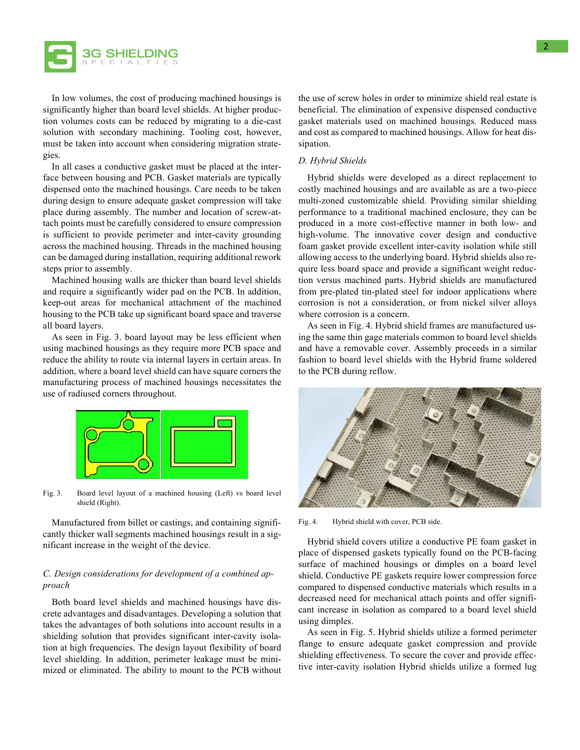In low volumes, the cost of producing machined housings is significantly higher than board level shields. At higher production volumes costs can be reduced by migrating to a die-cast solution with secondary machining. Tooling cost, however, must be taken into account when considering migration strategies.

In all cases a conductive gasket must be placed at the interface between housing and PCB. Gasket materials are typically dispensed onto the machined housings. Care needs to be taken during design to ensure adequate gasket compression will take place during assembly. The number and location of screw-attach points must be carefully considered to ensure compression is sufficient to provide perimeter and inter-cavity grounding across the machined housing. Threads in the machined housing can be damaged during installation, requiring additional rework steps prior to assembly.

Machined housing walls are thicker than board level shields and require a significantly wider pad on the PCB. In addition, keep-out areas for mechanical attachment of the machined housing to the PCB take up significant board space and traverse all board layers.

As seen in Fig. 3. board layout may be less efficient when using machined housings as they require more PCB space and reduce the ability to route via internal layers in certain areas. In addition, where a board level shield can have square corners the manufacturing process of machined housings necessitates the use of radiused corners throughout.

Fig. 3. Board level layout of a machined housing (Left) vs board level shield (Right).

Manufactured from billet or castings, and containing significantly thicker wall segments machined housings result in a significant increase in the weight of the device.

### C. Design considerations for development of a combined approach

Both board level shields and machined housings have discrete advantages and disadvantages. Developing a solution that takes the advantages of both solutions into account results in a shielding solution that provides significant inter-cavity isolation at high frequencies. The design layout flexibility of board level shielding. In addition, perimeter leakage must be minimized or eliminated. The ability to mount to the PCB without the use of screw holes in order to minimize shield real estate is beneficial. The elimination of expensive dispensed conductive gasket materials used on machined housings. Reduced mass and cost as compared to machined housings. Allow for heat dissipation.

### D. Hybrid Shields

Hybrid shields were developed as a direct replacement to costly machined housings and are available as are a two-piece multi-zoned customizable shield. Providing similar shielding performance to a traditional machined enclosure, they can be produced in a more cost-effective manner in both low- and high-volume. The innovative cover design and conductive foam gasket provide excellent inter-cavity isolation while still allowing access to the underlying board. Hybrid shields also require less board space and provide a significant weight reduction versus machined parts. Hybrid shields are manufactured from pre-plated tin-plated steel for indoor applications where corrosion is not a consideration, or from nickel silver alloys where corrosion is a concern.

As seen in Fig. 4. Hybrid shield frames are manufactured using the same thin gage materials common to board level shields and have a removable cover. Assembly proceeds in a similar fashion to board level shields with the Hybrid frame soldered to the PCB during reflow.

Fig. 4. Hybrid shield with cover, PCB side.

Hybrid shield covers utilize a conductive PE foam gasket in place of dispensed gaskets typically found on the PCB-facing surface of machined housings or dimples on a board level shield. Conductive PE gaskets require lower compression force compared to dispensed conductive materials which results in a decreased need for mechanical attach points and offer significant increase in isolation as compared to a board level shield using dimples.

As seen in Fig. 5. Hybrid shields utilize a formed perimeter flange to ensure adequate gasket compression and provide shielding effectiveness. To secure the cover and provide effective inter-cavity isolation Hybrid shields utilize a formed lug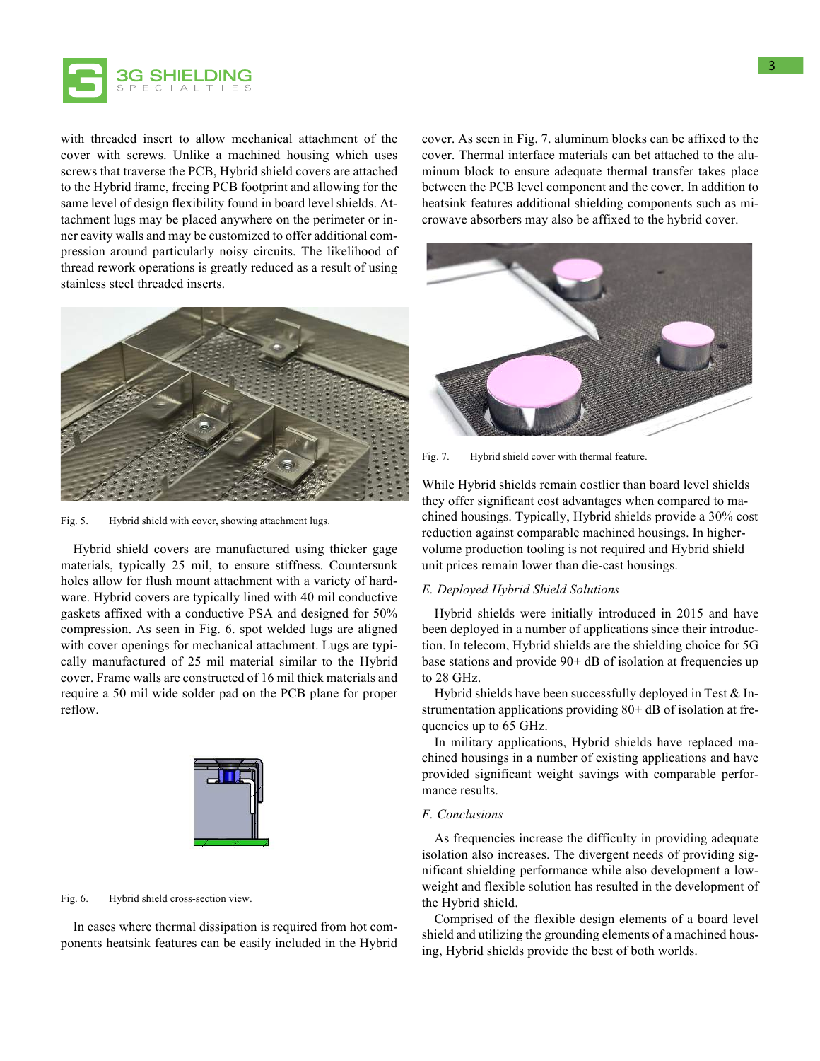with threaded insert to allow mechanical attachment of the cover with screws. Unlike a machined housing which uses screws that traverse the PCB, Hybrid shield covers are attached to the Hybrid frame, freeing PCB footprint and allowing for the same level of design flexibility found in board level shields. Attachment lugs may be placed anywhere on the perimeter or inner cavity walls and may be customized to offer additional compression around particularly noisy circuits. The likelihood of thread rework operations is greatly reduced as a result of using stainless steel threaded inserts.

Fig. 5. Hybrid shield with cover, showing attachment lugs.

Hybrid shield covers are manufactured using thicker gage materials, typically 25 mil, to ensure stiffness. Countersunk holes allow for flush mount attachment with a variety of hardware. Hybrid covers are typically lined with 40 mil conductive gaskets affixed with a conductive PSA and designed for 50% compression. As seen in Fig. 6. spot welded lugs are aligned with cover openings for mechanical attachment. Lugs are typically manufactured of 25 mil material similar to the Hybrid cover. Frame walls are constructed of 16 mil thick materials and require a 50 mil wide solder pad on the PCB plane for proper reflow.

Fig. 6. Hybrid shield cross-section view.

In cases where thermal dissipation is required from hot components heatsink features can be easily included in the Hybrid cover. As seen in Fig. 7. aluminum blocks can be affixed to the cover. Thermal interface materials can bet attached to the aluminum block to ensure adequate thermal transfer takes place between the PCB level component and the cover. In addition to heatsink features additional shielding components such as microwave absorbers may also be affixed to the hybrid cover.

Fig. 7. Hybrid shield cover with thermal feature.

While Hybrid shields remain costlier than board level shields they offer significant cost advantages when compared to machined housings. Typically, Hybrid shields provide a 30% cost reduction against comparable machined housings. In higher-volume production tooling is not required and Hybrid shield unit prices remain lower than die-cast housings.

### *E. Deployed Hybrid Shield Solutions*

Hybrid shields were initially introduced in 2015 and have been deployed in a number of applications since their introduction. In telecom, Hybrid shields are the shielding choice for 5G base stations and provide 90+ dB of isolation at frequencies up to 28 GHz.

Hybrid shields have been successfully deployed in Test & Instrumentation applications providing 80+ dB of isolation at frequencies up to 65 GHz.

In military applications, Hybrid shields have replaced machined housings in a number of existing applications and have provided significant weight savings with comparable performance results.

### *F. Conclusions*

As frequencies increase the difficulty in providing adequate isolation also increases. The divergent needs of providing significant shielding performance while also development a low-weight and flexible solution has resulted in the development of the Hybrid shield.

Comprised of the flexible design elements of a board level shield and utilizing the grounding elements of a machined housing, Hybrid shields provide the best of both worlds.